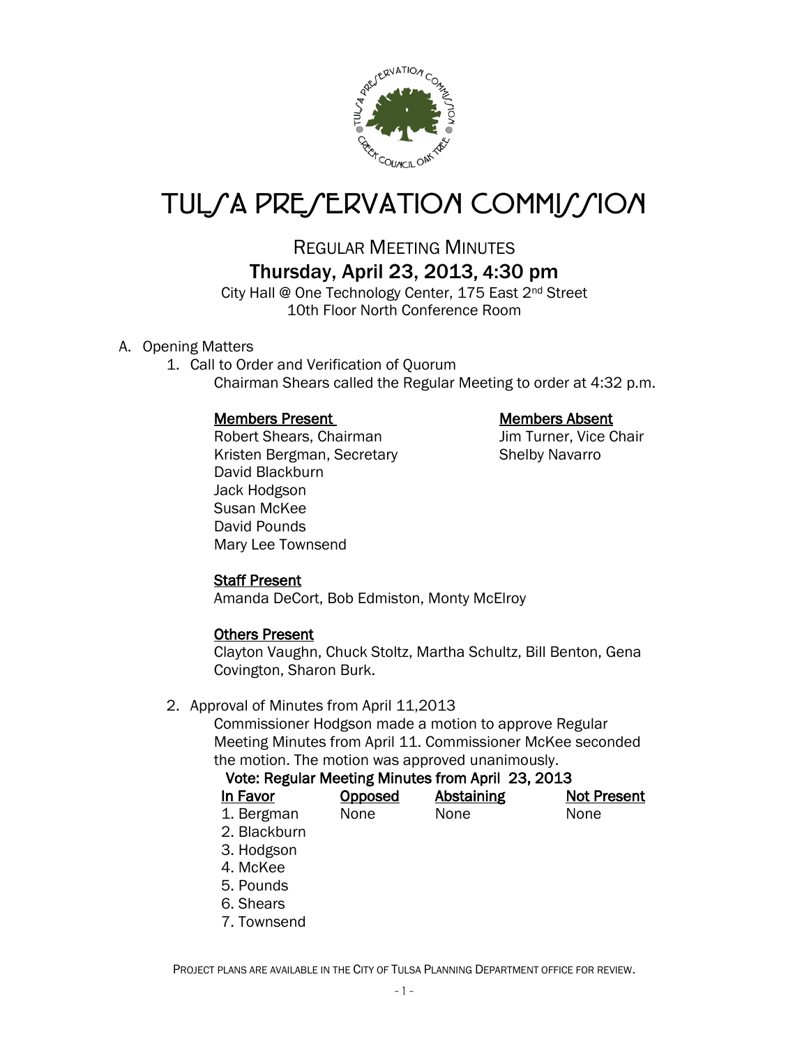# TULSA PRESERVATION COMMISSION

## REGULAR MEETING MINUTES

### Thursday, April 23, 2013, 4:30 pm

City Hall @ One Technology Center, 175 East 2nd Street
10th Floor North Conference Room

A. Opening Matters

1. Call to Order and Verification of Quorum

   Chairman Shears called the Regular Meeting to order at 4:32 p.m.

   **Members Present**

   Robert Shears, Chairman
   Kristen Bergman, Secretary
   David Blackburn
   Jack Hodgson
   Susan McKee
   David Pounds
   Mary Lee Townsend

   **Members Absent**

   Jim Turner, Vice Chair
   Shelby Navarro

   **Staff Present**

   Amanda DeCort, Bob Edmiston, Monty McElroy

   **Others Present**

   Clayton Vaughn, Chuck Stoltz, Martha Schultz, Bill Benton, Gena Covington, Sharon Burk.

2. Approval of Minutes from April 11,2013

   Commissioner Hodgson made a motion to approve Regular Meeting Minutes from April 11. Commissioner McKee seconded the motion. The motion was approved unanimously.

   **Vote: Regular Meeting Minutes from April 23, 2013**

   | In Favor | Opposed | Abstaining | Not Present |
   |---|---|---|---|
   | 1. Bergman | None | None | None |
   | 2. Blackburn | | | |
   | 3. Hodgson | | | |
   | 4. McKee | | | |
   | 5. Pounds | | | |
   | 6. Shears | | | |
   | 7. Townsend | | | |

PROJECT PLANS ARE AVAILABLE IN THE CITY OF TULSA PLANNING DEPARTMENT OFFICE FOR REVIEW.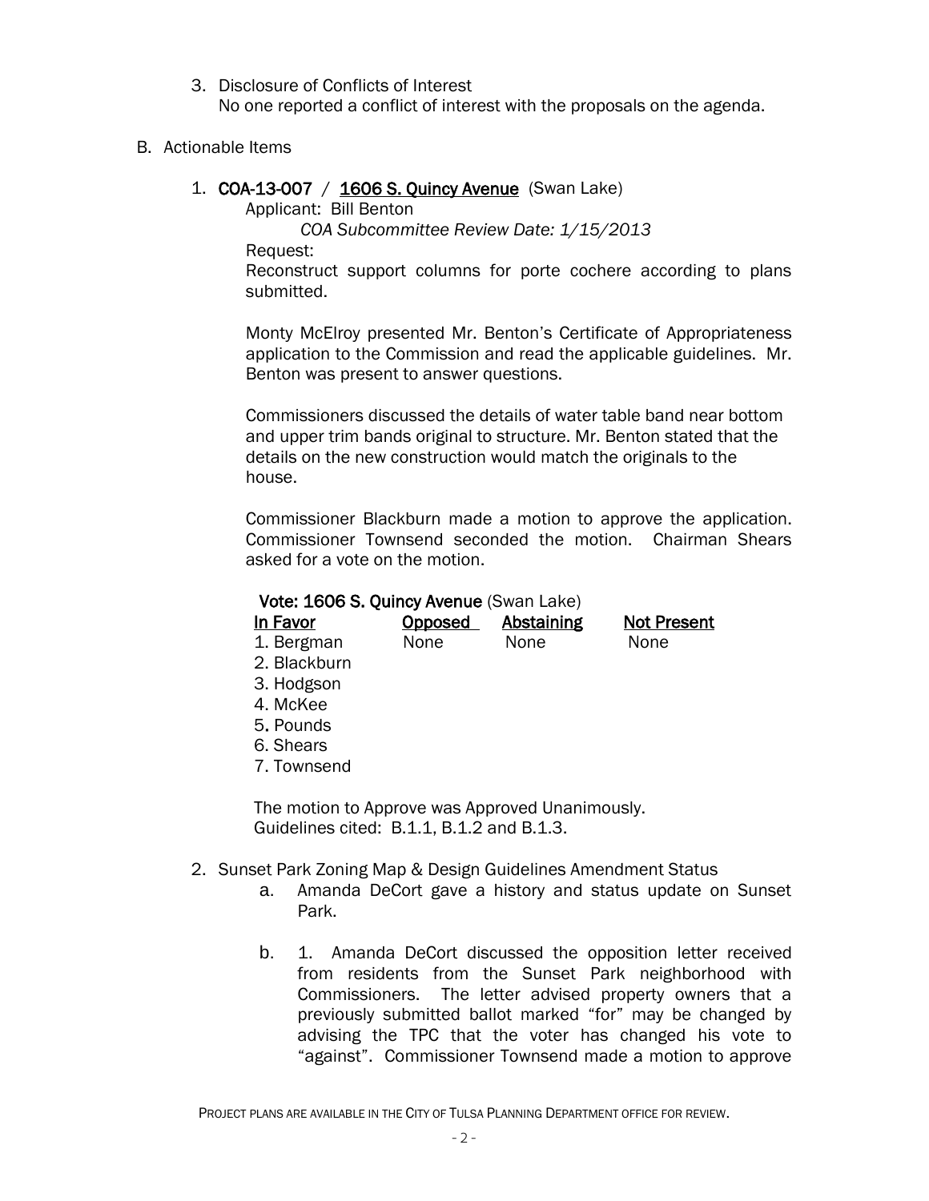3. Disclosure of Conflicts of Interest
   No one reported a conflict of interest with the proposals on the agenda.

B. Actionable Items

1. **COA-13-007** / **1606 S. Quincy Avenue** (Swan Lake)
   Applicant: Bill Benton
   *COA Subcommittee Review Date: 1/15/2013*
   Request:
   Reconstruct support columns for porte cochere according to plans submitted.

   Monty McElroy presented Mr. Benton's Certificate of Appropriateness application to the Commission and read the applicable guidelines. Mr. Benton was present to answer questions.

   Commissioners discussed the details of water table band near bottom and upper trim bands original to structure. Mr. Benton stated that the details on the new construction would match the originals to the house.

   Commissioner Blackburn made a motion to approve the application. Commissioner Townsend seconded the motion. Chairman Shears asked for a vote on the motion.

   **Vote: 1606 S. Quincy Avenue** (Swan Lake)

   | In Favor | Opposed | Abstaining | Not Present |
   | --- | --- | --- | --- |
   | 1. Bergman | None | None | None |
   | 2. Blackburn | | | |
   | 3. Hodgson | | | |
   | 4. McKee | | | |
   | 5. Pounds | | | |
   | 6. Shears | | | |
   | 7. Townsend | | | |

   The motion to Approve was Approved Unanimously.
   Guidelines cited: B.1.1, B.1.2 and B.1.3.

2. Sunset Park Zoning Map & Design Guidelines Amendment Status
   a. Amanda DeCort gave a history and status update on Sunset Park.

   b. 1. Amanda DeCort discussed the opposition letter received from residents from the Sunset Park neighborhood with Commissioners. The letter advised property owners that a previously submitted ballot marked "for" may be changed by advising the TPC that the voter has changed his vote to "against". Commissioner Townsend made a motion to approve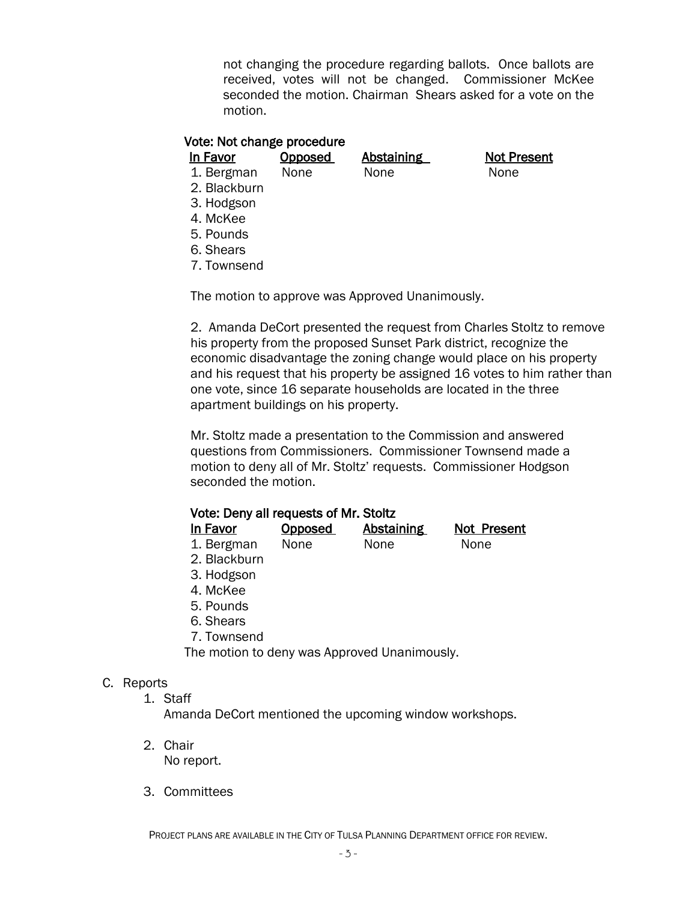not changing the procedure regarding ballots. Once ballots are received, votes will not be changed. Commissioner McKee seconded the motion. Chairman Shears asked for a vote on the motion.

**Vote: Not change procedure**

| In Favor | Opposed | Abstaining | Not Present |
|---|---|---|---|
| 1. Bergman | None | None | None |
| 2. Blackburn | | | |
| 3. Hodgson | | | |
| 4. McKee | | | |
| 5. Pounds | | | |
| 6. Shears | | | |
| 7. Townsend | | | |

The motion to approve was Approved Unanimously.

2. Amanda DeCort presented the request from Charles Stoltz to remove his property from the proposed Sunset Park district, recognize the economic disadvantage the zoning change would place on his property and his request that his property be assigned 16 votes to him rather than one vote, since 16 separate households are located in the three apartment buildings on his property.

Mr. Stoltz made a presentation to the Commission and answered questions from Commissioners. Commissioner Townsend made a motion to deny all of Mr. Stoltz' requests. Commissioner Hodgson seconded the motion.

**Vote: Deny all requests of Mr. Stoltz**

| In Favor | Opposed | Abstaining | Not Present |
|---|---|---|---|
| 1. Bergman | None | None | None |
| 2. Blackburn | | | |
| 3. Hodgson | | | |
| 4. McKee | | | |
| 5. Pounds | | | |
| 6. Shears | | | |
| 7. Townsend | | | |

The motion to deny was Approved Unanimously.

C. Reports
1. Staff
   Amanda DeCort mentioned the upcoming window workshops.
2. Chair
   No report.
3. Committees

PROJECT PLANS ARE AVAILABLE IN THE CITY OF TULSA PLANNING DEPARTMENT OFFICE FOR REVIEW.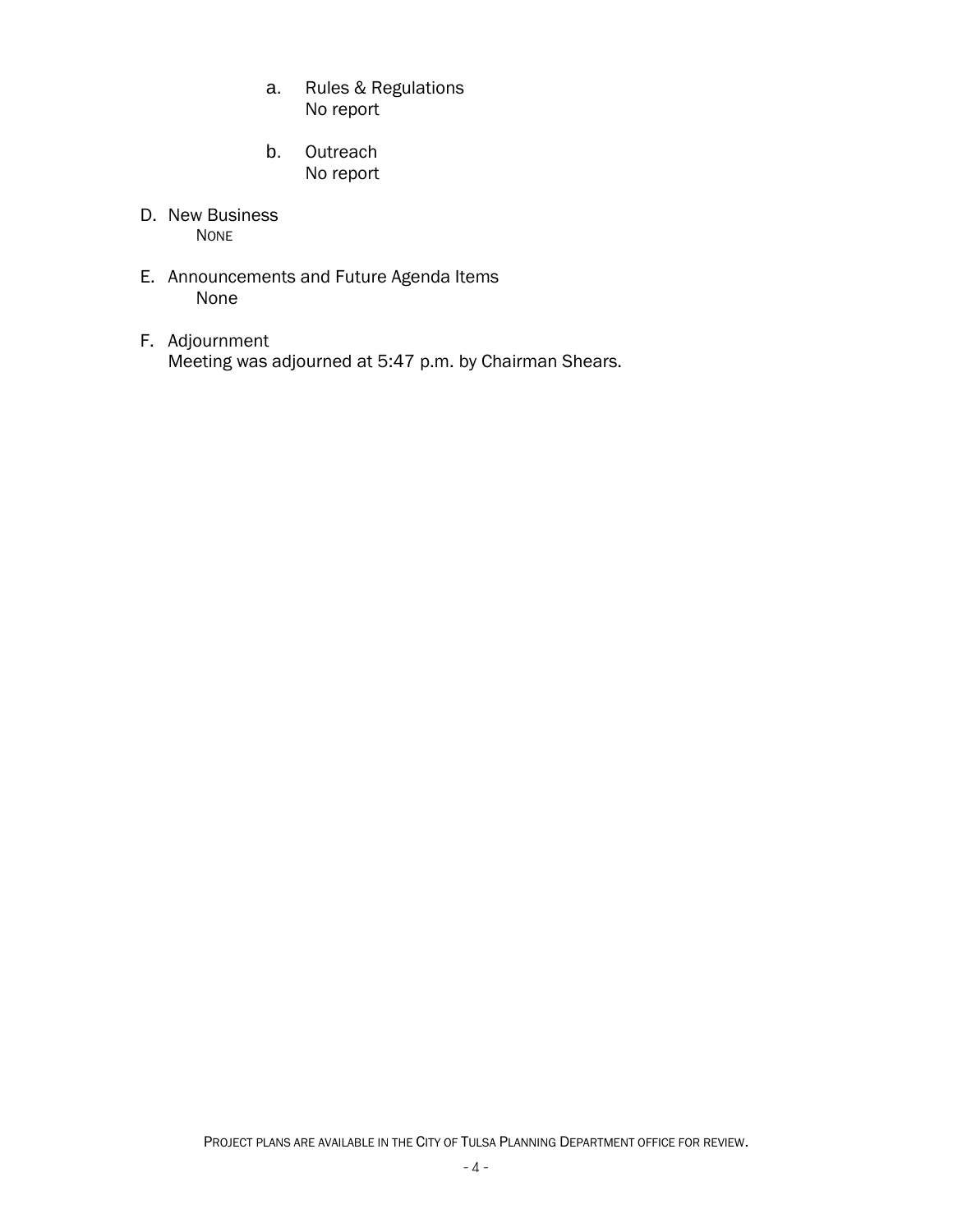a. Rules & Regulations
   No report

b. Outreach
   No report

D. New Business
   NONE

E. Announcements and Future Agenda Items
   None

F. Adjournment
   Meeting was adjourned at 5:47 p.m. by Chairman Shears.

PROJECT PLANS ARE AVAILABLE IN THE CITY OF TULSA PLANNING DEPARTMENT OFFICE FOR REVIEW.